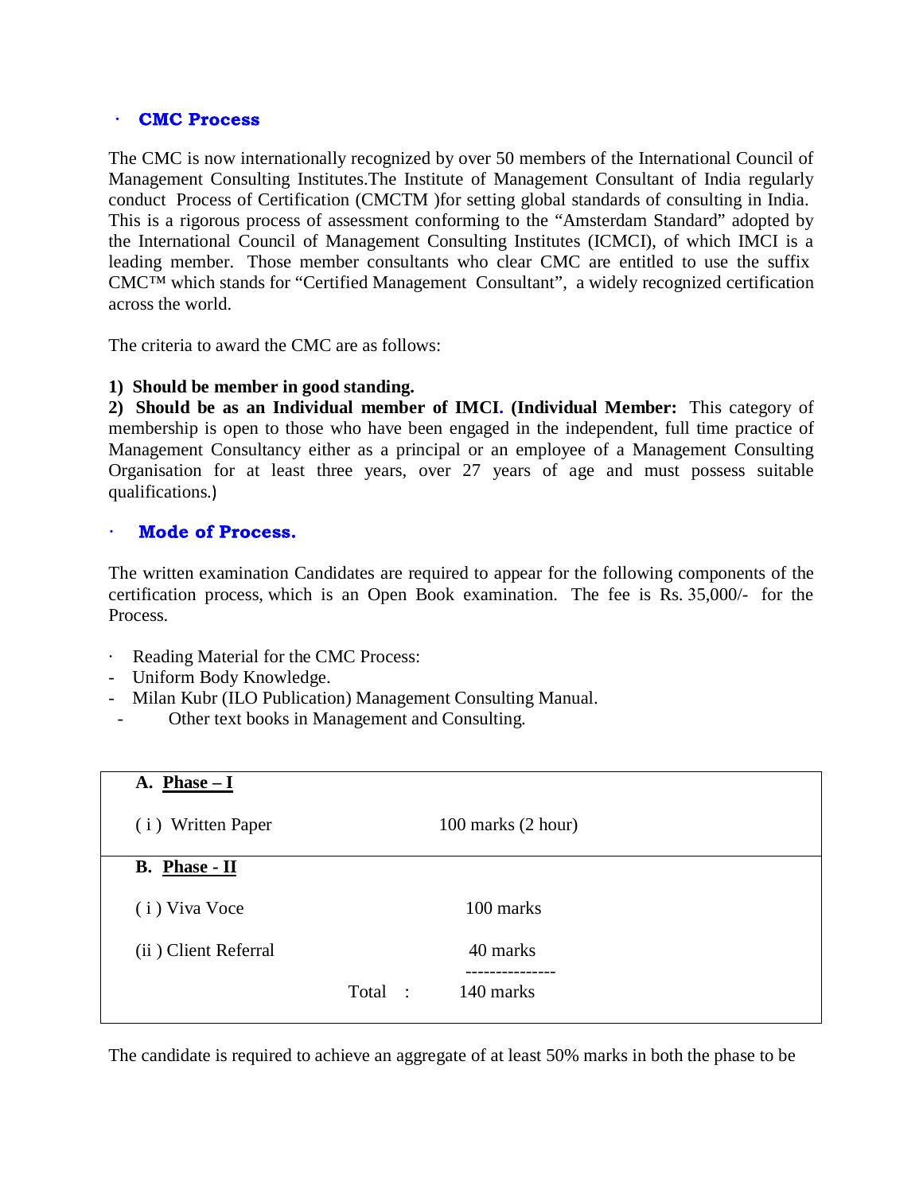## CMC Process

The CMC is now internationally recognized by over 50 members of the International Council of Management Consulting Institutes.The Institute of Management Consultant of India regularly conduct Process of Certification (CMCTM )for setting global standards of consulting in India. This is a rigorous process of assessment conforming to the "Amsterdam Standard" adopted by the International Council of Management Consulting Institutes (ICMCI), of which IMCI is a leading member. Those member consultants who clear CMC are entitled to use the suffix CMC™ which stands for "Certified Management Consultant", a widely recognized certification across the world.

The criteria to award the CMC are as follows:

**1) Should be member in good standing.**
**2) Should be as an Individual member of IMCI. (Individual Member:** This category of membership is open to those who have been engaged in the independent, full time practice of Management Consultancy either as a principal or an employee of a Management Consulting Organisation for at least three years, over 27 years of age and must possess suitable qualifications.)

## Mode of Process.

The written examination Candidates are required to appear for the following components of the certification process, which is an Open Book examination. The fee is Rs. 35,000/- for the Process.

- Reading Material for the CMC Process:
- Uniform Body Knowledge.
- Milan Kubr (ILO Publication) Management Consulting Manual.
- Other text books in Management and Consulting.

| | |
|---|---|
| **A. Phase – I** | |
| ( i ) Written Paper | 100 marks (2 hour) |
| **B. Phase - II** | |
| ( i ) Viva Voce | 100 marks |
| (ii ) Client Referral | 40 marks |
| Total : | 140 marks |

The candidate is required to achieve an aggregate of at least 50% marks in both the phase to be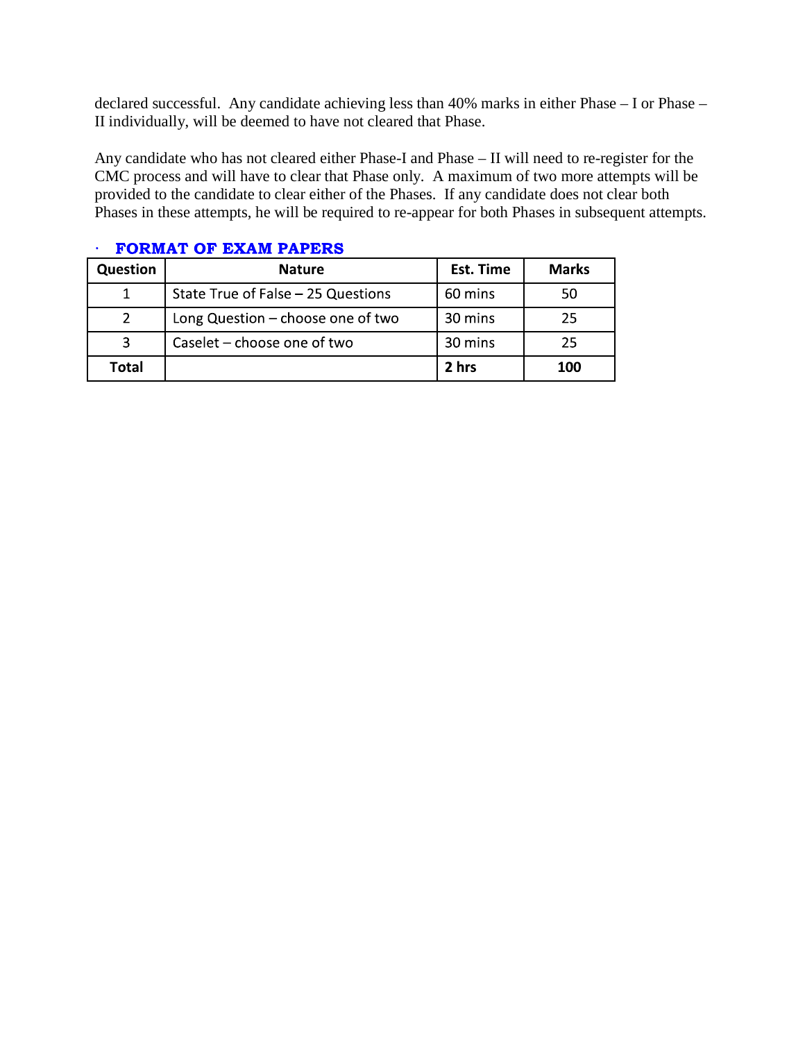declared successful. Any candidate achieving less than 40% marks in either Phase – I or Phase – II individually, will be deemed to have not cleared that Phase.

Any candidate who has not cleared either Phase-I and Phase – II will need to re-register for the CMC process and will have to clear that Phase only. A maximum of two more attempts will be provided to the candidate to clear either of the Phases. If any candidate does not clear both Phases in these attempts, he will be required to re-appear for both Phases in subsequent attempts.

- **FORMAT OF EXAM PAPERS**

| Question | Nature | Est. Time | Marks |
|---|---|---|---|
| 1 | State True of False – 25 Questions | 60 mins | 50 |
| 2 | Long Question – choose one of two | 30 mins | 25 |
| 3 | Caselet – choose one of two | 30 mins | 25 |
| **Total** | | **2 hrs** | **100** |